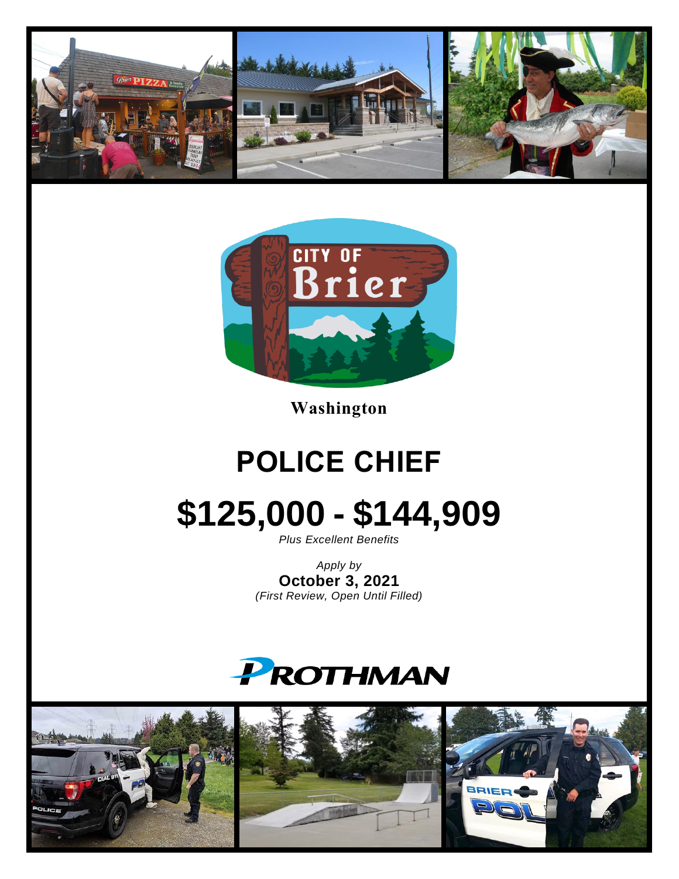Washington

# POLICE CHIEF

# $125,000 - $144,909

*Plus Excellent Benefits*

*Apply by*

**October 3, 2021**

*(First Review, Open Until Filled)*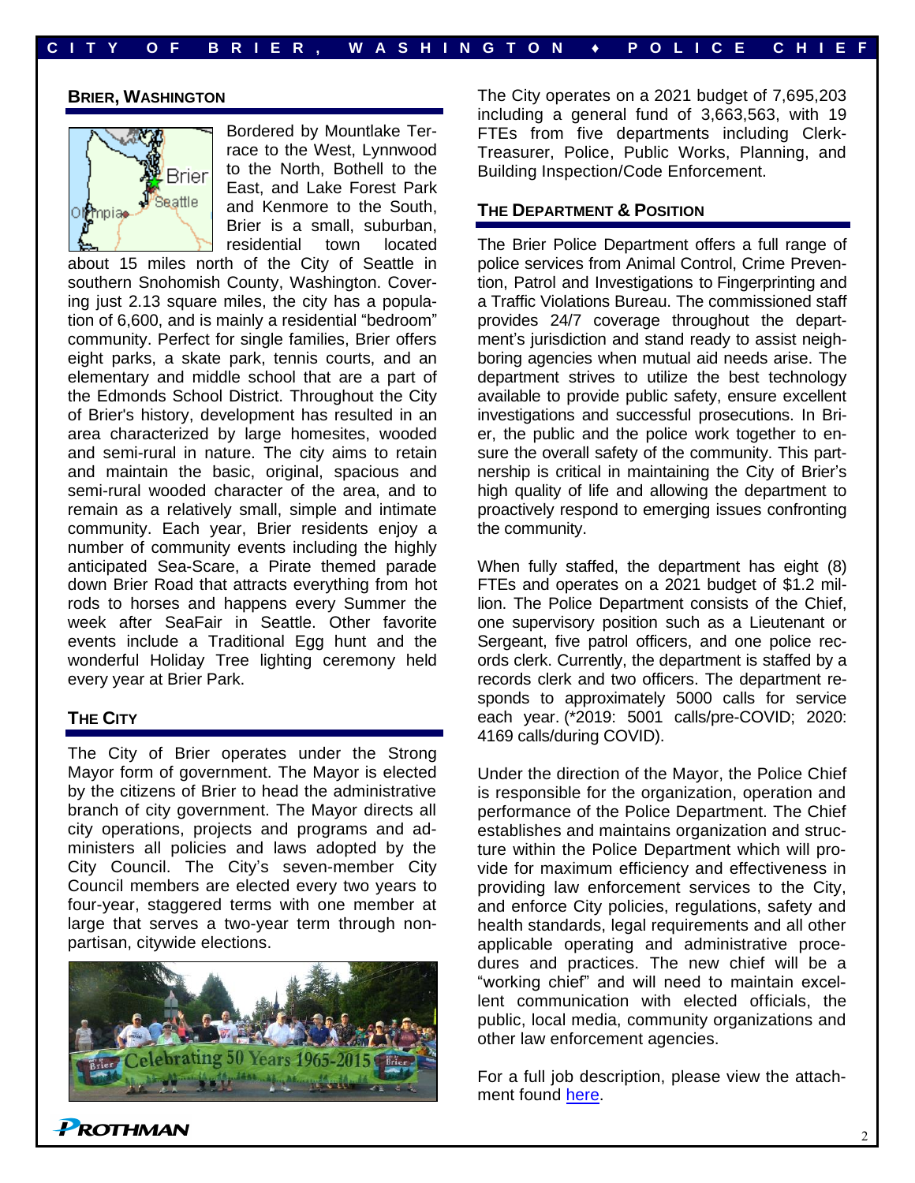## Brier, Washington

Bordered by Mountlake Terrace to the West, Lynnwood to the North, Bothell to the East, and Lake Forest Park and Kenmore to the South, Brier is a small, suburban, residential town located about 15 miles north of the City of Seattle in southern Snohomish County, Washington. Covering just 2.13 square miles, the city has a population of 6,600, and is mainly a residential "bedroom" community. Perfect for single families, Brier offers eight parks, a skate park, tennis courts, and an elementary and middle school that are a part of the Edmonds School District. Throughout the City of Brier's history, development has resulted in an area characterized by large homesites, wooded and semi-rural in nature. The city aims to retain and maintain the basic, original, spacious and semi-rural wooded character of the area, and to remain as a relatively small, simple and intimate community. Each year, Brier residents enjoy a number of community events including the highly anticipated Sea-Scare, a Pirate themed parade down Brier Road that attracts everything from hot rods to horses and happens every Summer the week after SeaFair in Seattle. Other favorite events include a Traditional Egg hunt and the wonderful Holiday Tree lighting ceremony held every year at Brier Park.

## The City

The City of Brier operates under the Strong Mayor form of government. The Mayor is elected by the citizens of Brier to head the administrative branch of city government. The Mayor directs all city operations, projects and programs and administers all policies and laws adopted by the City Council. The City's seven-member City Council members are elected every two years to four-year, staggered terms with one member at large that serves a two-year term through nonpartisan, citywide elections.

The City operates on a 2021 budget of 7,695,203 including a general fund of 3,663,563, with 19 FTEs from five departments including Clerk-Treasurer, Police, Public Works, Planning, and Building Inspection/Code Enforcement.

## The Department & Position

The Brier Police Department offers a full range of police services from Animal Control, Crime Prevention, Patrol and Investigations to Fingerprinting and a Traffic Violations Bureau. The commissioned staff provides 24/7 coverage throughout the department's jurisdiction and stand ready to assist neighboring agencies when mutual aid needs arise. The department strives to utilize the best technology available to provide public safety, ensure excellent investigations and successful prosecutions. In Brier, the public and the police work together to ensure the overall safety of the community. This partnership is critical in maintaining the City of Brier's high quality of life and allowing the department to proactively respond to emerging issues confronting the community.

When fully staffed, the department has eight (8) FTEs and operates on a 2021 budget of $1.2 million. The Police Department consists of the Chief, one supervisory position such as a Lieutenant or Sergeant, five patrol officers, and one police records clerk. Currently, the department is staffed by a records clerk and two officers. The department responds to approximately 5000 calls for service each year. (*2019: 5001 calls/pre-COVID; 2020: 4169 calls/during COVID).

Under the direction of the Mayor, the Police Chief is responsible for the organization, operation and performance of the Police Department. The Chief establishes and maintains organization and structure within the Police Department which will provide for maximum efficiency and effectiveness in providing law enforcement services to the City, and enforce City policies, regulations, safety and health standards, legal requirements and all other applicable operating and administrative procedures and practices. The new chief will be a "working chief" and will need to maintain excellent communication with elected officials, the public, local media, community organizations and other law enforcement agencies.

For a full job description, please view the attachment found here.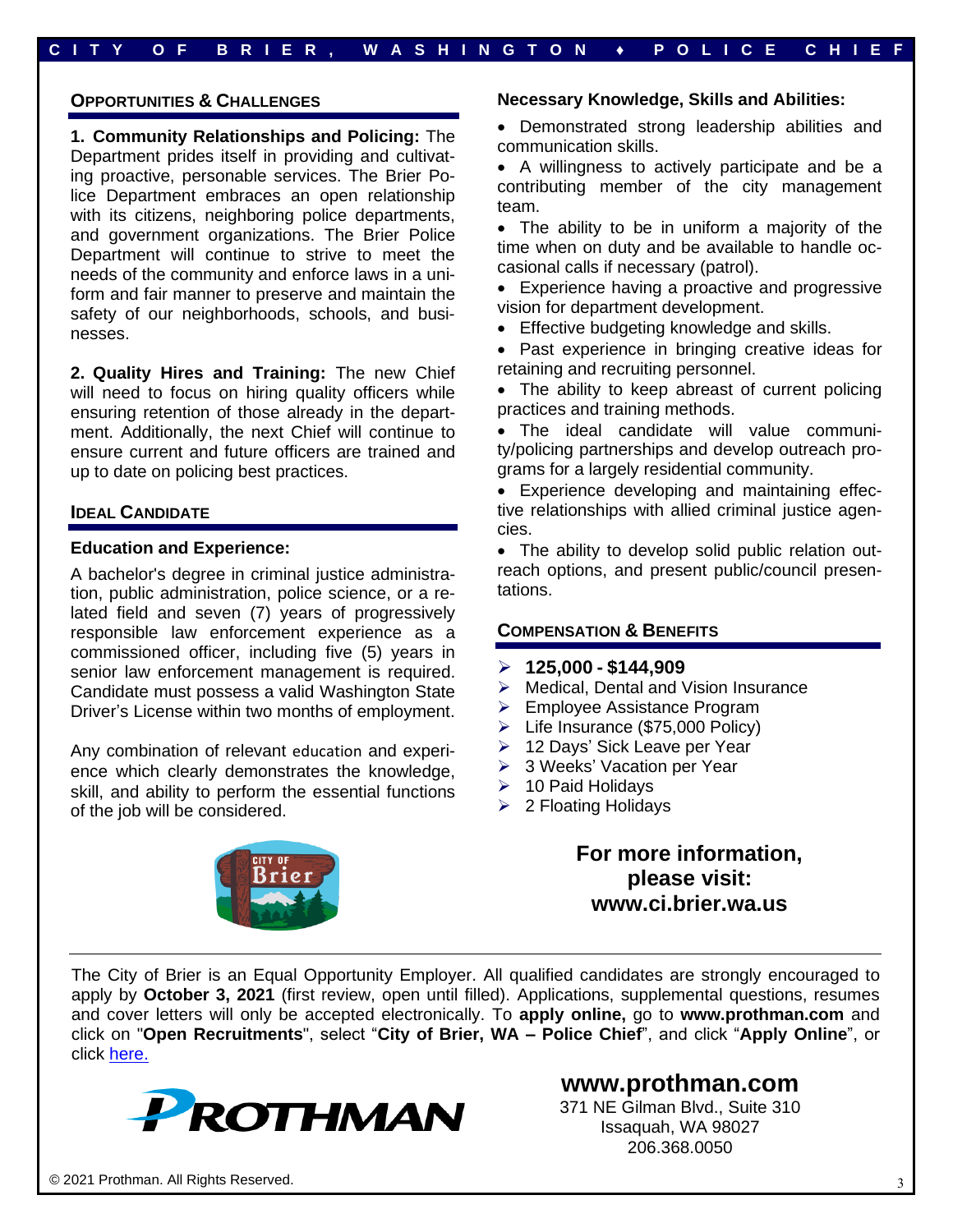## Opportunities & Challenges

**1. Community Relationships and Policing:** The Department prides itself in providing and cultivating proactive, personable services. The Brier Police Department embraces an open relationship with its citizens, neighboring police departments, and government organizations. The Brier Police Department will continue to strive to meet the needs of the community and enforce laws in a uniform and fair manner to preserve and maintain the safety of our neighborhoods, schools, and businesses.

**2. Quality Hires and Training:** The new Chief will need to focus on hiring quality officers while ensuring retention of those already in the department. Additionally, the next Chief will continue to ensure current and future officers are trained and up to date on policing best practices.

## Ideal Candidate

### Education and Experience:

A bachelor's degree in criminal justice administration, public administration, police science, or a related field and seven (7) years of progressively responsible law enforcement experience as a commissioned officer, including five (5) years in senior law enforcement management is required. Candidate must possess a valid Washington State Driver's License within two months of employment.

Any combination of relevant education and experience which clearly demonstrates the knowledge, skill, and ability to perform the essential functions of the job will be considered.

### Necessary Knowledge, Skills and Abilities:

- Demonstrated strong leadership abilities and communication skills.
- A willingness to actively participate and be a contributing member of the city management team.
- The ability to be in uniform a majority of the time when on duty and be available to handle occasional calls if necessary (patrol).
- Experience having a proactive and progressive vision for department development.
- Effective budgeting knowledge and skills.
- Past experience in bringing creative ideas for retaining and recruiting personnel.
- The ability to keep abreast of current policing practices and training methods.
- The ideal candidate will value community/policing partnerships and develop outreach programs for a largely residential community.
- Experience developing and maintaining effective relationships with allied criminal justice agencies.
- The ability to develop solid public relation outreach options, and present public/council presentations.

## Compensation & Benefits

- **125,000 - $144,909**
- Medical, Dental and Vision Insurance
- Employee Assistance Program
- Life Insurance ($75,000 Policy)
- 12 Days' Sick Leave per Year
- 3 Weeks' Vacation per Year
- 10 Paid Holidays
- 2 Floating Holidays

**For more information, please visit: www.ci.brier.wa.us**

The City of Brier is an Equal Opportunity Employer. All qualified candidates are strongly encouraged to apply by **October 3, 2021** (first review, open until filled). Applications, supplemental questions, resumes and cover letters will only be accepted electronically. To **apply online,** go to **www.prothman.com** and click on "**Open Recruitments**", select "**City of Brier, WA – Police Chief**", and click "**Apply Online**", or click here.

PROTHMAN

**www.prothman.com**
371 NE Gilman Blvd., Suite 310
Issaquah, WA 98027
206.368.0050

© 2021 Prothman. All Rights Reserved.